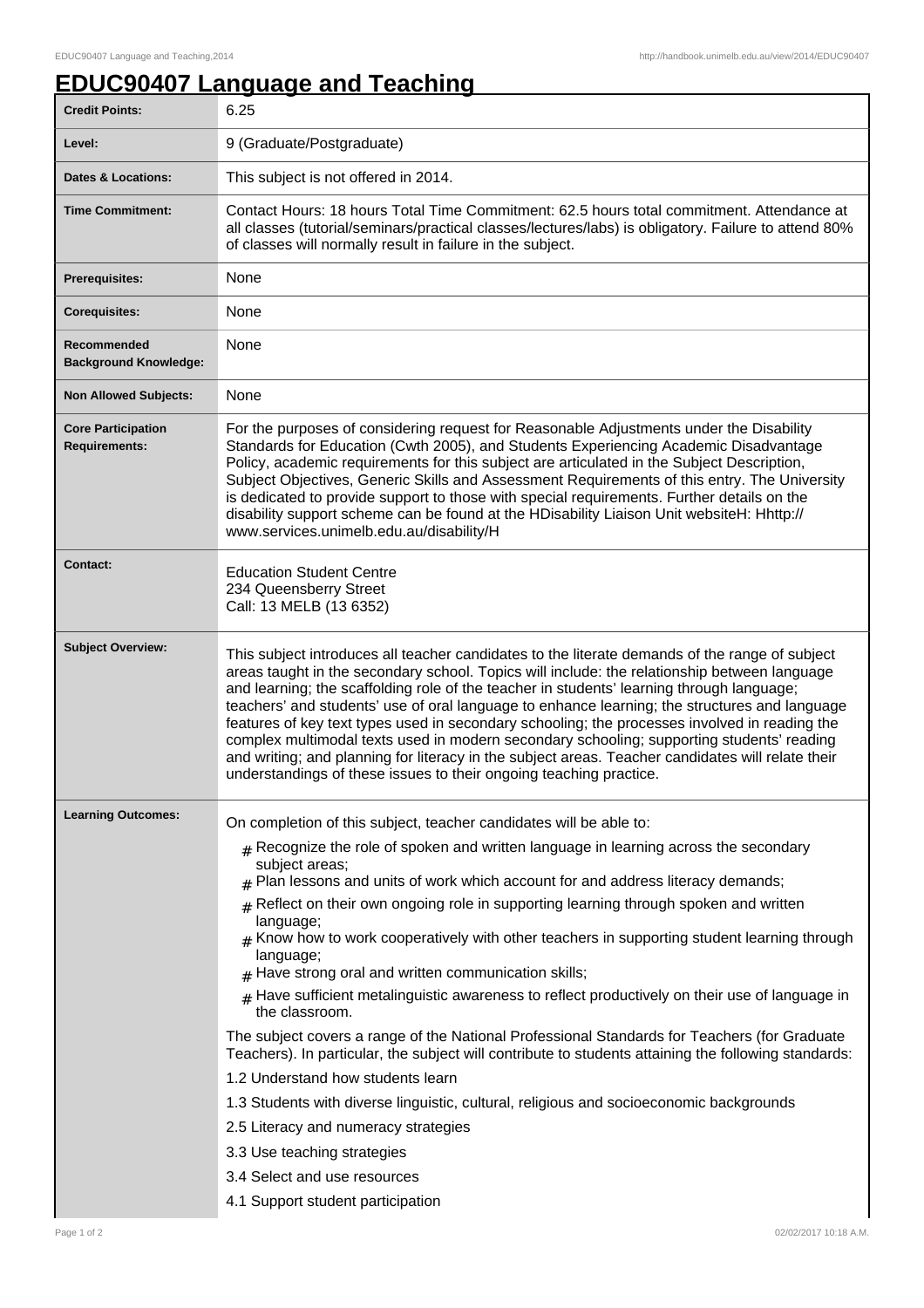# EDUC90407 Language and Teaching

| | |
|---|---|
| **Credit Points:** | 6.25 |
| **Level:** | 9 (Graduate/Postgraduate) |
| **Dates & Locations:** | This subject is not offered in 2014. |
| **Time Commitment:** | Contact Hours: 18 hours Total Time Commitment: 62.5 hours total commitment. Attendance at all classes (tutorial/seminars/practical classes/lectures/labs) is obligatory. Failure to attend 80% of classes will normally result in failure in the subject. |
| **Prerequisites:** | None |
| **Corequisites:** | None |
| **Recommended Background Knowledge:** | None |
| **Non Allowed Subjects:** | None |
| **Core Participation Requirements:** | For the purposes of considering request for Reasonable Adjustments under the Disability Standards for Education (Cwth 2005), and Students Experiencing Academic Disadvantage Policy, academic requirements for this subject are articulated in the Subject Description, Subject Objectives, Generic Skills and Assessment Requirements of this entry. The University is dedicated to provide support to those with special requirements. Further details on the disability support scheme can be found at the HDisability Liaison Unit websiteH: Hhttp://www.services.unimelb.edu.au/disability/H |
| **Contact:** | Education Student Centre<br>234 Queensberry Street<br>Call: 13 MELB (13 6352) |
| **Subject Overview:** | This subject introduces all teacher candidates to the literate demands of the range of subject areas taught in the secondary school. Topics will include: the relationship between language and learning; the scaffolding role of the teacher in students' learning through language; teachers' and students' use of oral language to enhance learning; the structures and language features of key text types used in secondary schooling; the processes involved in reading the complex multimodal texts used in modern secondary schooling; supporting students' reading and writing; and planning for literacy in the subject areas. Teacher candidates will relate their understandings of these issues to their ongoing teaching practice. |
| **Learning Outcomes:** | On completion of this subject, teacher candidates will be able to:<br># Recognize the role of spoken and written language in learning across the secondary subject areas;<br># Plan lessons and units of work which account for and address literacy demands;<br># Reflect on their own ongoing role in supporting learning through spoken and written language;<br># Know how to work cooperatively with other teachers in supporting student learning through language;<br># Have strong oral and written communication skills;<br># Have sufficient metalinguistic awareness to reflect productively on their use of language in the classroom.<br><br>The subject covers a range of the National Professional Standards for Teachers (for Graduate Teachers). In particular, the subject will contribute to students attaining the following standards:<br><br>1.2 Understand how students learn<br><br>1.3 Students with diverse linguistic, cultural, religious and socioeconomic backgrounds<br><br>2.5 Literacy and numeracy strategies<br><br>3.3 Use teaching strategies<br><br>3.4 Select and use resources<br><br>4.1 Support student participation |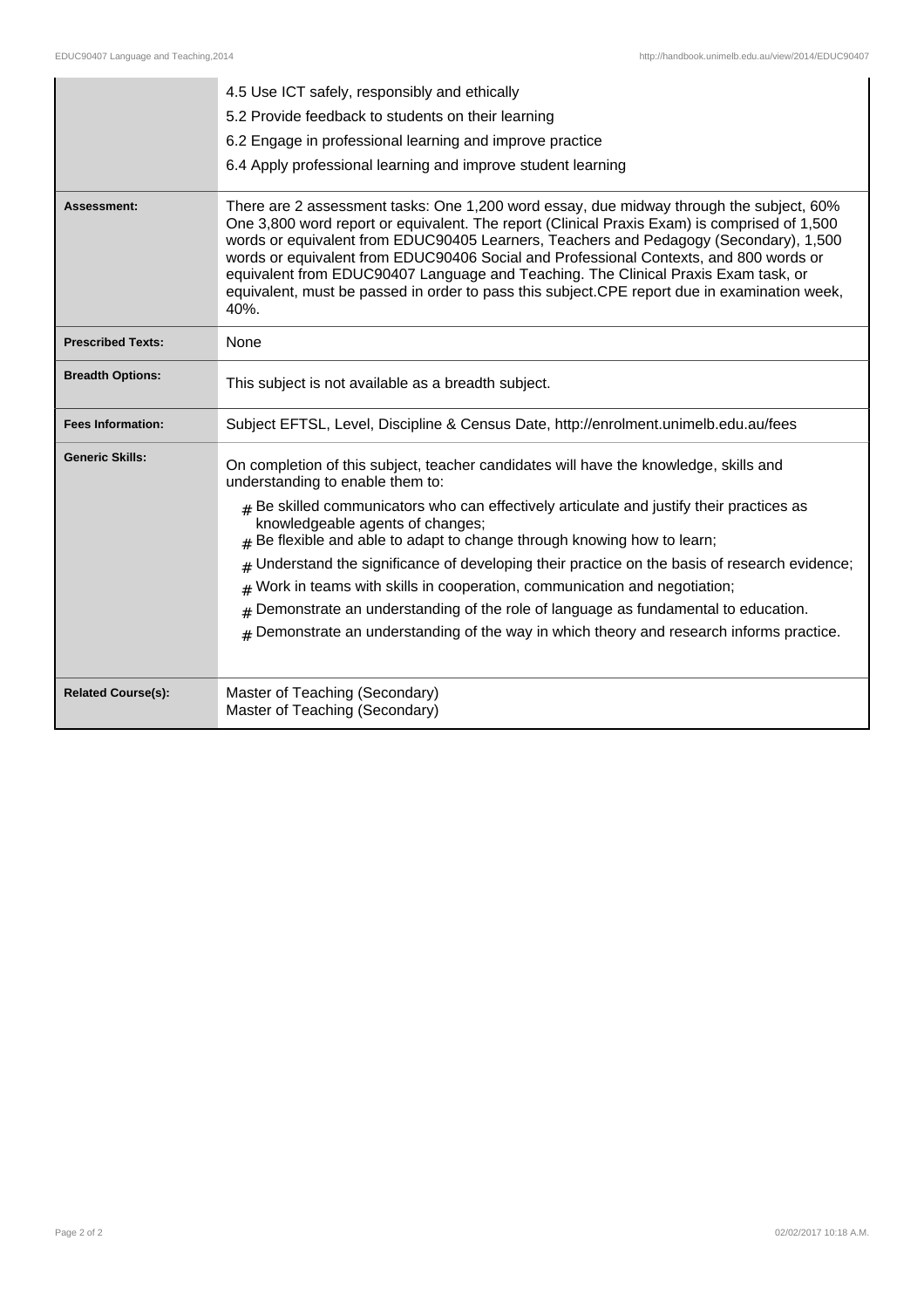| | |
|---|---|
| | 4.5 Use ICT safely, responsibly and ethically<br>5.2 Provide feedback to students on their learning<br>6.2 Engage in professional learning and improve practice<br>6.4 Apply professional learning and improve student learning |
| **Assessment:** | There are 2 assessment tasks: One 1,200 word essay, due midway through the subject, 60% One 3,800 word report or equivalent. The report (Clinical Praxis Exam) is comprised of 1,500 words or equivalent from EDUC90405 Learners, Teachers and Pedagogy (Secondary), 1,500 words or equivalent from EDUC90406 Social and Professional Contexts, and 800 words or equivalent from EDUC90407 Language and Teaching. The Clinical Praxis Exam task, or equivalent, must be passed in order to pass this subject.CPE report due in examination week, 40%. |
| **Prescribed Texts:** | None |
| **Breadth Options:** | This subject is not available as a breadth subject. |
| **Fees Information:** | Subject EFTSL, Level, Discipline & Census Date, http://enrolment.unimelb.edu.au/fees |
| **Generic Skills:** | On completion of this subject, teacher candidates will have the knowledge, skills and understanding to enable them to:<br># Be skilled communicators who can effectively articulate and justify their practices as knowledgeable agents of changes;<br># Be flexible and able to adapt to change through knowing how to learn;<br># Understand the significance of developing their practice on the basis of research evidence;<br># Work in teams with skills in cooperation, communication and negotiation;<br># Demonstrate an understanding of the role of language as fundamental to education.<br># Demonstrate an understanding of the way in which theory and research informs practice. |
| **Related Course(s):** | Master of Teaching (Secondary)<br>Master of Teaching (Secondary) |